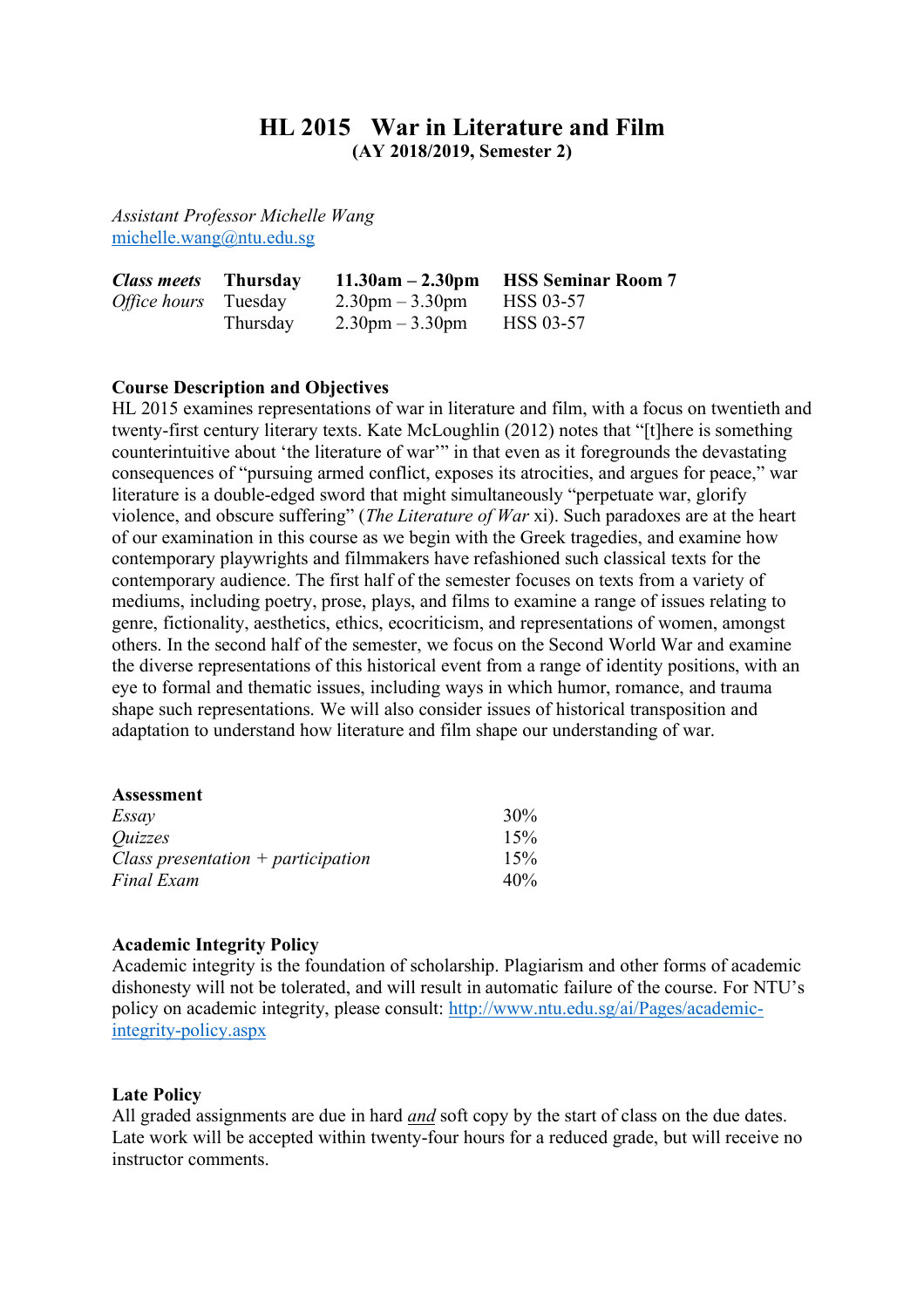# HL 2015 War in Literature and Film

**(AY 2018/2019, Semester 2)**

*Assistant Professor Michelle Wang*
michelle.wang@ntu.edu.sg

| | | | |
|---|---|---|---|
| ***Class meets*** | **Thursday** | **11.30am – 2.30pm** | **HSS Seminar Room 7** |
| *Office hours* | Tuesday | 2.30pm – 3.30pm | HSS 03-57 |
| | Thursday | 2.30pm – 3.30pm | HSS 03-57 |

**Course Description and Objectives**

HL 2015 examines representations of war in literature and film, with a focus on twentieth and twenty-first century literary texts. Kate McLoughlin (2012) notes that "[t]here is something counterintuitive about 'the literature of war'" in that even as it foregrounds the devastating consequences of "pursuing armed conflict, exposes its atrocities, and argues for peace," war literature is a double-edged sword that might simultaneously "perpetuate war, glorify violence, and obscure suffering" (*The Literature of War* xi). Such paradoxes are at the heart of our examination in this course as we begin with the Greek tragedies, and examine how contemporary playwrights and filmmakers have refashioned such classical texts for the contemporary audience. The first half of the semester focuses on texts from a variety of mediums, including poetry, prose, plays, and films to examine a range of issues relating to genre, fictionality, aesthetics, ethics, ecocriticism, and representations of women, amongst others. In the second half of the semester, we focus on the Second World War and examine the diverse representations of this historical event from a range of identity positions, with an eye to formal and thematic issues, including ways in which humor, romance, and trauma shape such representations. We will also consider issues of historical transposition and adaptation to understand how literature and film shape our understanding of war.

**Assessment**

| | |
|---|---|
| *Essay* | 30% |
| *Quizzes* | 15% |
| *Class presentation + participation* | 15% |
| *Final Exam* | 40% |

**Academic Integrity Policy**

Academic integrity is the foundation of scholarship. Plagiarism and other forms of academic dishonesty will not be tolerated, and will result in automatic failure of the course. For NTU's policy on academic integrity, please consult: http://www.ntu.edu.sg/ai/Pages/academic-integrity-policy.aspx

**Late Policy**

All graded assignments are due in hard ***and*** soft copy by the start of class on the due dates. Late work will be accepted within twenty-four hours for a reduced grade, but will receive no instructor comments.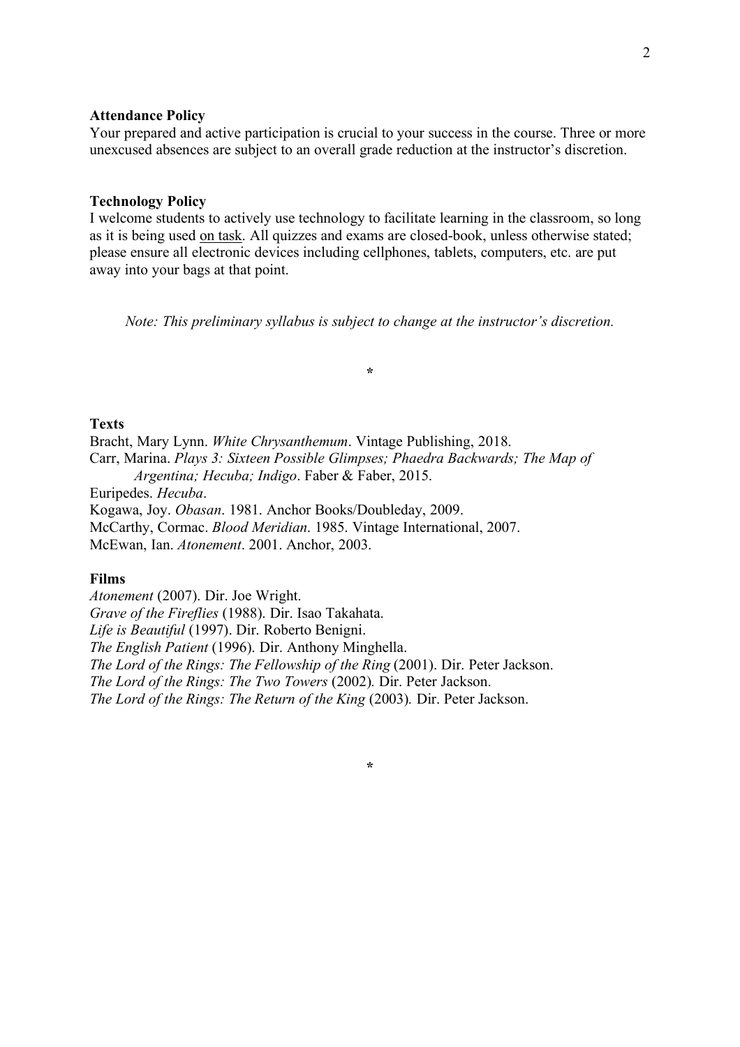**Attendance Policy**

Your prepared and active participation is crucial to your success in the course. Three or more unexcused absences are subject to an overall grade reduction at the instructor's discretion.

**Technology Policy**

I welcome students to actively use technology to facilitate learning in the classroom, so long as it is being used <u>on task</u>. All quizzes and exams are closed-book, unless otherwise stated; please ensure all electronic devices including cellphones, tablets, computers, etc. are put away into your bags at that point.

*Note: This preliminary syllabus is subject to change at the instructor's discretion.*

*

**Texts**

Bracht, Mary Lynn. *White Chrysanthemum*. Vintage Publishing, 2018.
Carr, Marina. *Plays 3: Sixteen Possible Glimpses; Phaedra Backwards; The Map of Argentina; Hecuba; Indigo*. Faber & Faber, 2015.
Euripedes. *Hecuba*.
Kogawa, Joy. *Obasan*. 1981. Anchor Books/Doubleday, 2009.
McCarthy, Cormac. *Blood Meridian*. 1985. Vintage International, 2007.
McEwan, Ian. *Atonement*. 2001. Anchor, 2003.

**Films**

*Atonement* (2007). Dir. Joe Wright.
*Grave of the Fireflies* (1988). Dir. Isao Takahata.
*Life is Beautiful* (1997). Dir. Roberto Benigni.
*The English Patient* (1996). Dir. Anthony Minghella.
*The Lord of the Rings: The Fellowship of the Ring* (2001). Dir. Peter Jackson.
*The Lord of the Rings: The Two Towers* (2002). Dir. Peter Jackson.
*The Lord of the Rings: The Return of the King* (2003). Dir. Peter Jackson.

*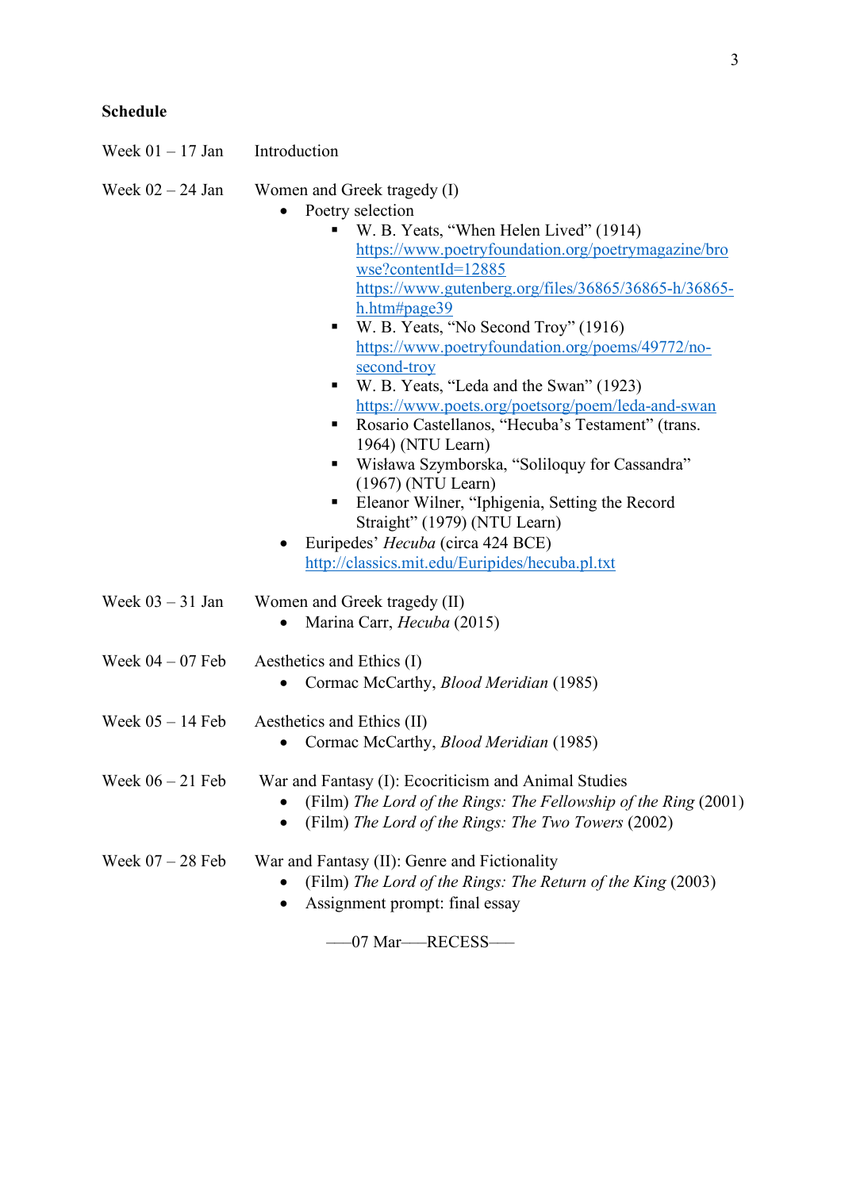**Schedule**

Week 01 – 17 Jan Introduction

Week 02 – 24 Jan Women and Greek tragedy (I)

- Poetry selection
  - W. B. Yeats, "When Helen Lived" (1914)
    https://www.poetryfoundation.org/poetrymagazine/browse?contentId=12885
    https://www.gutenberg.org/files/36865/36865-h/36865-h.htm#page39
  - W. B. Yeats, "No Second Troy" (1916)
    https://www.poetryfoundation.org/poems/49772/no-second-troy
  - W. B. Yeats, "Leda and the Swan" (1923)
    https://www.poets.org/poetsorg/poem/leda-and-swan
  - Rosario Castellanos, "Hecuba's Testament" (trans. 1964) (NTU Learn)
  - Wisława Szymborska, "Soliloquy for Cassandra" (1967) (NTU Learn)
  - Eleanor Wilner, "Iphigenia, Setting the Record Straight" (1979) (NTU Learn)
- Euripedes' *Hecuba* (circa 424 BCE)
  http://classics.mit.edu/Euripides/hecuba.pl.txt

Week 03 – 31 Jan Women and Greek tragedy (II)

- Marina Carr, *Hecuba* (2015)

Week 04 – 07 Feb Aesthetics and Ethics (I)

- Cormac McCarthy, *Blood Meridian* (1985)

Week 05 – 14 Feb Aesthetics and Ethics (II)

- Cormac McCarthy, *Blood Meridian* (1985)

Week 06 – 21 Feb War and Fantasy (I): Ecocriticism and Animal Studies

- (Film) *The Lord of the Rings: The Fellowship of the Ring* (2001)
- (Film) *The Lord of the Rings: The Two Towers* (2002)

Week 07 – 28 Feb War and Fantasy (II): Genre and Fictionality

- (Film) *The Lord of the Rings: The Return of the King* (2003)
- Assignment prompt: final essay

——07 Mar——RECESS——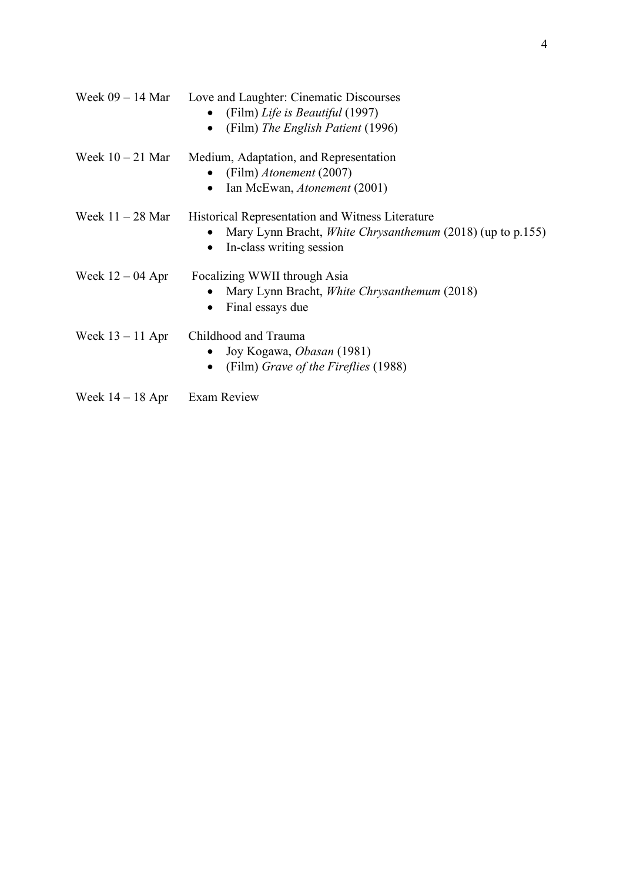Week 09 – 14 Mar Love and Laughter: Cinematic Discourses

- (Film) *Life is Beautiful* (1997)
- (Film) *The English Patient* (1996)

Week 10 – 21 Mar Medium, Adaptation, and Representation

- (Film) *Atonement* (2007)
- Ian McEwan, *Atonement* (2001)

Week 11 – 28 Mar Historical Representation and Witness Literature

- Mary Lynn Bracht, *White Chrysanthemum* (2018) (up to p.155)
- In-class writing session

Week 12 – 04 Apr Focalizing WWII through Asia

- Mary Lynn Bracht, *White Chrysanthemum* (2018)
- Final essays due

Week 13 – 11 Apr Childhood and Trauma

- Joy Kogawa, *Obasan* (1981)
- (Film) *Grave of the Fireflies* (1988)

Week 14 – 18 Apr Exam Review